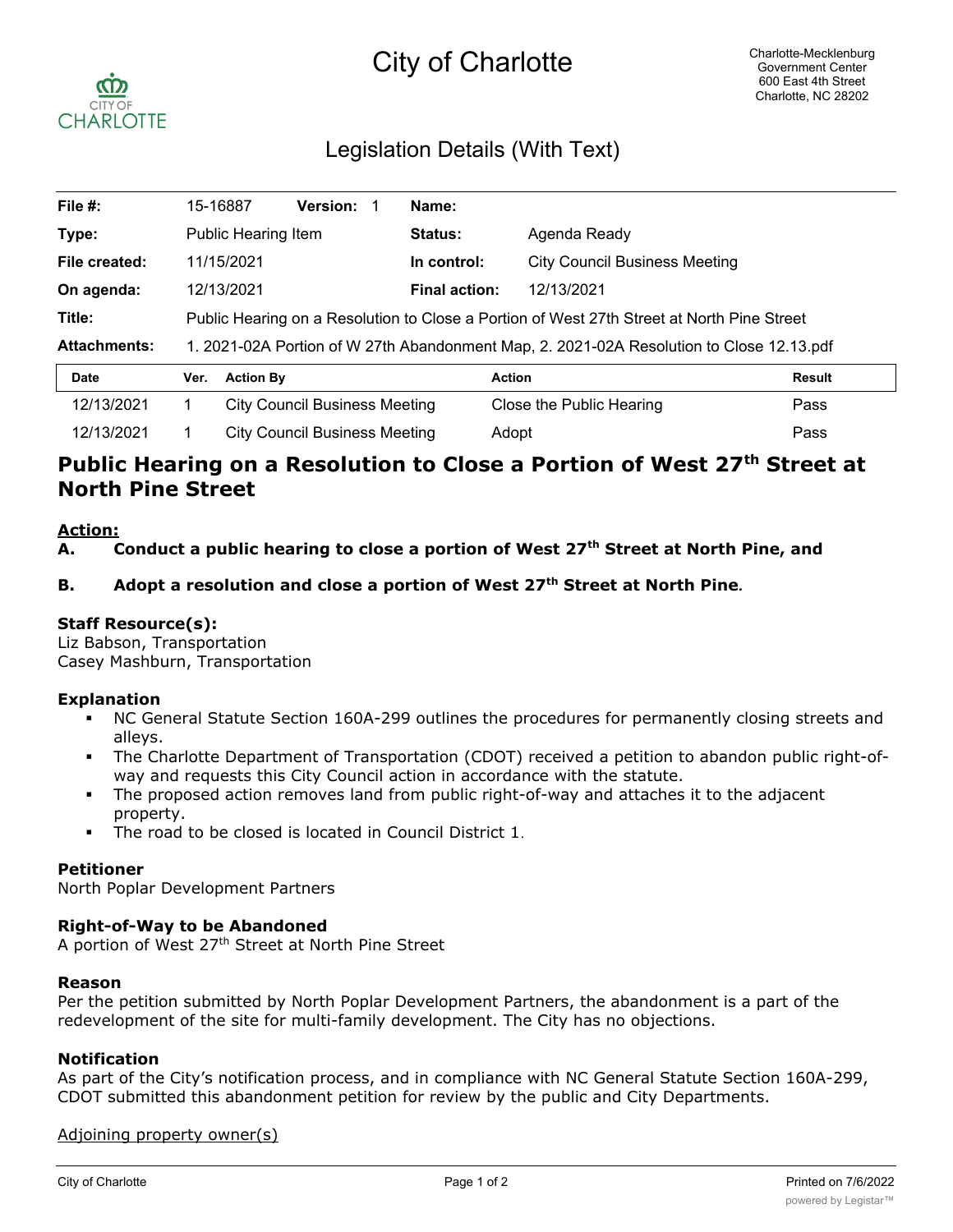# City of Charlotte

Charlotte-Mecklenburg
Government Center
600 East 4th Street
Charlotte, NC 28202

## Legislation Details (With Text)

| | | | |
|---|---|---|---|
| **File #:** | 15-16887 **Version:** 1 | **Name:** | |
| **Type:** | Public Hearing Item | **Status:** | Agenda Ready |
| **File created:** | 11/15/2021 | **In control:** | City Council Business Meeting |
| **On agenda:** | 12/13/2021 | **Final action:** | 12/13/2021 |
| **Title:** | Public Hearing on a Resolution to Close a Portion of West 27th Street at North Pine Street | | |
| **Attachments:** | 1. 2021-02A Portion of W 27th Abandonment Map, 2. 2021-02A Resolution to Close 12.13.pdf | | |

| Date | Ver. | Action By | Action | Result |
|---|---|---|---|---|
| 12/13/2021 | 1 | City Council Business Meeting | Close the Public Hearing | Pass |
| 12/13/2021 | 1 | City Council Business Meeting | Adopt | Pass |

# Public Hearing on a Resolution to Close a Portion of West 27th Street at North Pine Street

**Action:**

**A. Conduct a public hearing to close a portion of West 27th Street at North Pine, and**

**B. Adopt a resolution and close a portion of West 27th Street at North Pine.**

### Staff Resource(s):

Liz Babson, Transportation
Casey Mashburn, Transportation

### Explanation

- NC General Statute Section 160A-299 outlines the procedures for permanently closing streets and alleys.
- The Charlotte Department of Transportation (CDOT) received a petition to abandon public right-of-way and requests this City Council action in accordance with the statute.
- The proposed action removes land from public right-of-way and attaches it to the adjacent property.
- The road to be closed is located in Council District 1.

### Petitioner

North Poplar Development Partners

### Right-of-Way to be Abandoned

A portion of West 27th Street at North Pine Street

### Reason

Per the petition submitted by North Poplar Development Partners, the abandonment is a part of the redevelopment of the site for multi-family development. The City has no objections.

### Notification

As part of the City's notification process, and in compliance with NC General Statute Section 160A-299, CDOT submitted this abandonment petition for review by the public and City Departments.

Adjoining property owner(s)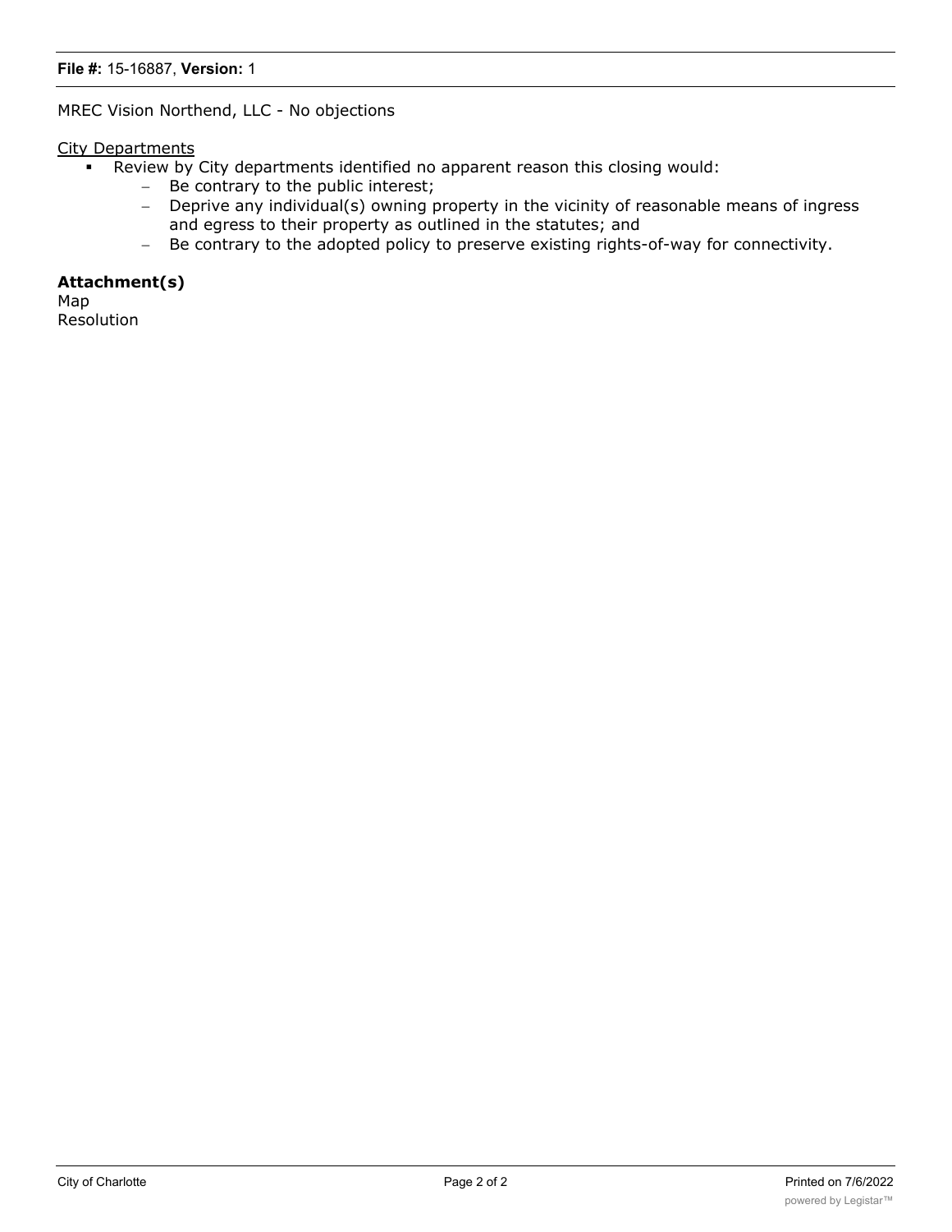MREC Vision Northend, LLC - No objections

City Departments

- Review by City departments identified no apparent reason this closing would:
  - Be contrary to the public interest;
  - Deprive any individual(s) owning property in the vicinity of reasonable means of ingress and egress to their property as outlined in the statutes; and
  - Be contrary to the adopted policy to preserve existing rights-of-way for connectivity.

**Attachment(s)**

Map

Resolution